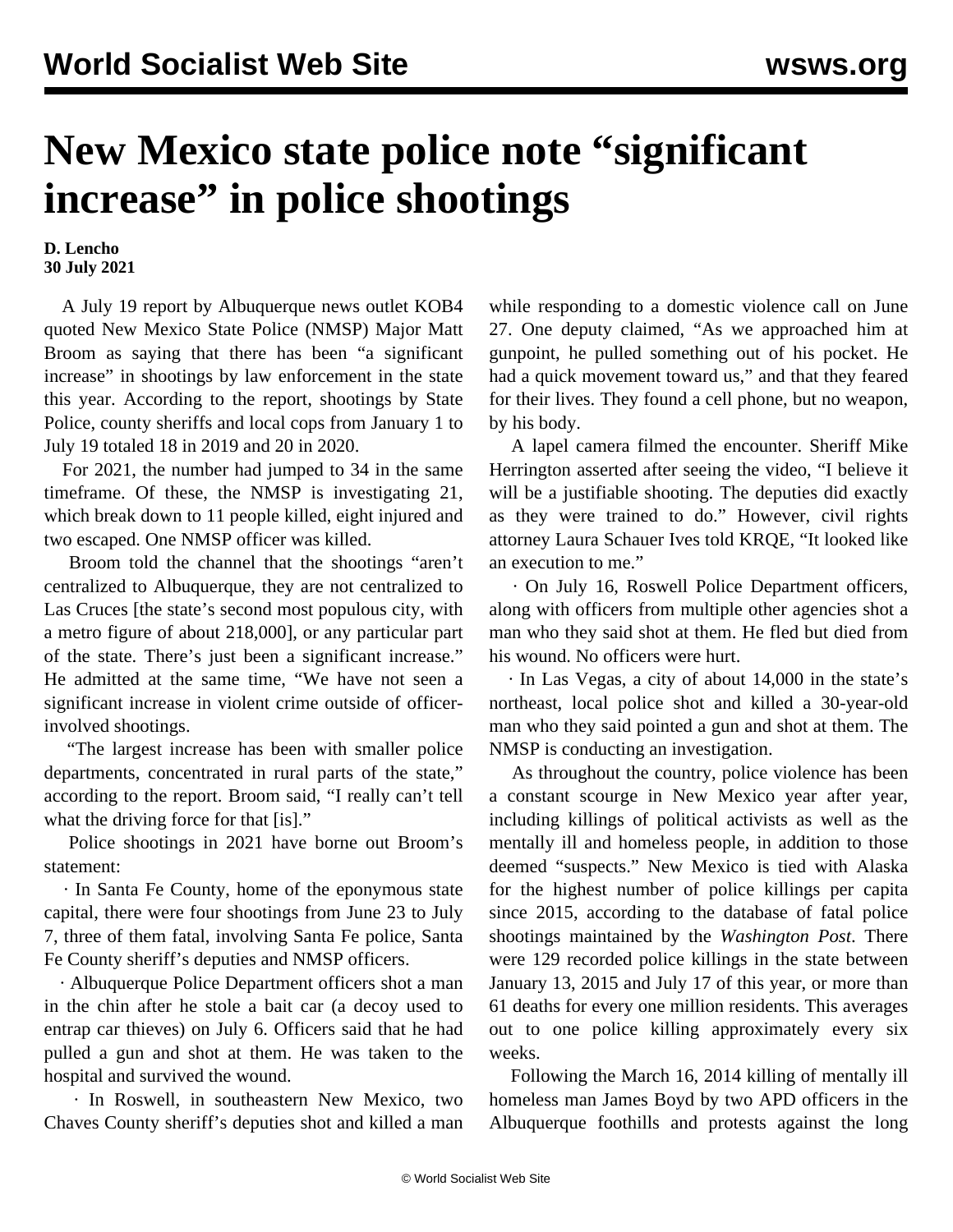# New Mexico state police note "significant increase" in police shootings

**D. Lencho**
**30 July 2021**

A July 19 report by Albuquerque news outlet KOB4 quoted New Mexico State Police (NMSP) Major Matt Broom as saying that there has been "a significant increase" in shootings by law enforcement in the state this year. According to the report, shootings by State Police, county sheriffs and local cops from January 1 to July 19 totaled 18 in 2019 and 20 in 2020.

For 2021, the number had jumped to 34 in the same timeframe. Of these, the NMSP is investigating 21, which break down to 11 people killed, eight injured and two escaped. One NMSP officer was killed.

Broom told the channel that the shootings "aren't centralized to Albuquerque, they are not centralized to Las Cruces [the state's second most populous city, with a metro figure of about 218,000], or any particular part of the state. There's just been a significant increase." He admitted at the same time, "We have not seen a significant increase in violent crime outside of officer-involved shootings.

"The largest increase has been with smaller police departments, concentrated in rural parts of the state," according to the report. Broom said, "I really can't tell what the driving force for that [is]."

Police shootings in 2021 have borne out Broom's statement:

· In Santa Fe County, home of the eponymous state capital, there were four shootings from June 23 to July 7, three of them fatal, involving Santa Fe police, Santa Fe County sheriff's deputies and NMSP officers.

· Albuquerque Police Department officers shot a man in the chin after he stole a bait car (a decoy used to entrap car thieves) on July 6. Officers said that he had pulled a gun and shot at them. He was taken to the hospital and survived the wound.

· In Roswell, in southeastern New Mexico, two Chaves County sheriff's deputies shot and killed a man while responding to a domestic violence call on June 27. One deputy claimed, "As we approached him at gunpoint, he pulled something out of his pocket. He had a quick movement toward us," and that they feared for their lives. They found a cell phone, but no weapon, by his body.

A lapel camera filmed the encounter. Sheriff Mike Herrington asserted after seeing the video, "I believe it will be a justifiable shooting. The deputies did exactly as they were trained to do." However, civil rights attorney Laura Schauer Ives told KRQE, "It looked like an execution to me."

· On July 16, Roswell Police Department officers, along with officers from multiple other agencies shot a man who they said shot at them. He fled but died from his wound. No officers were hurt.

· In Las Vegas, a city of about 14,000 in the state's northeast, local police shot and killed a 30-year-old man who they said pointed a gun and shot at them. The NMSP is conducting an investigation.

As throughout the country, police violence has been a constant scourge in New Mexico year after year, including killings of political activists as well as the mentally ill and homeless people, in addition to those deemed "suspects." New Mexico is tied with Alaska for the highest number of police killings per capita since 2015, according to the database of fatal police shootings maintained by the *Washington Post*. There were 129 recorded police killings in the state between January 13, 2015 and July 17 of this year, or more than 61 deaths for every one million residents. This averages out to one police killing approximately every six weeks.

Following the March 16, 2014 killing of mentally ill homeless man James Boyd by two APD officers in the Albuquerque foothills and protests against the long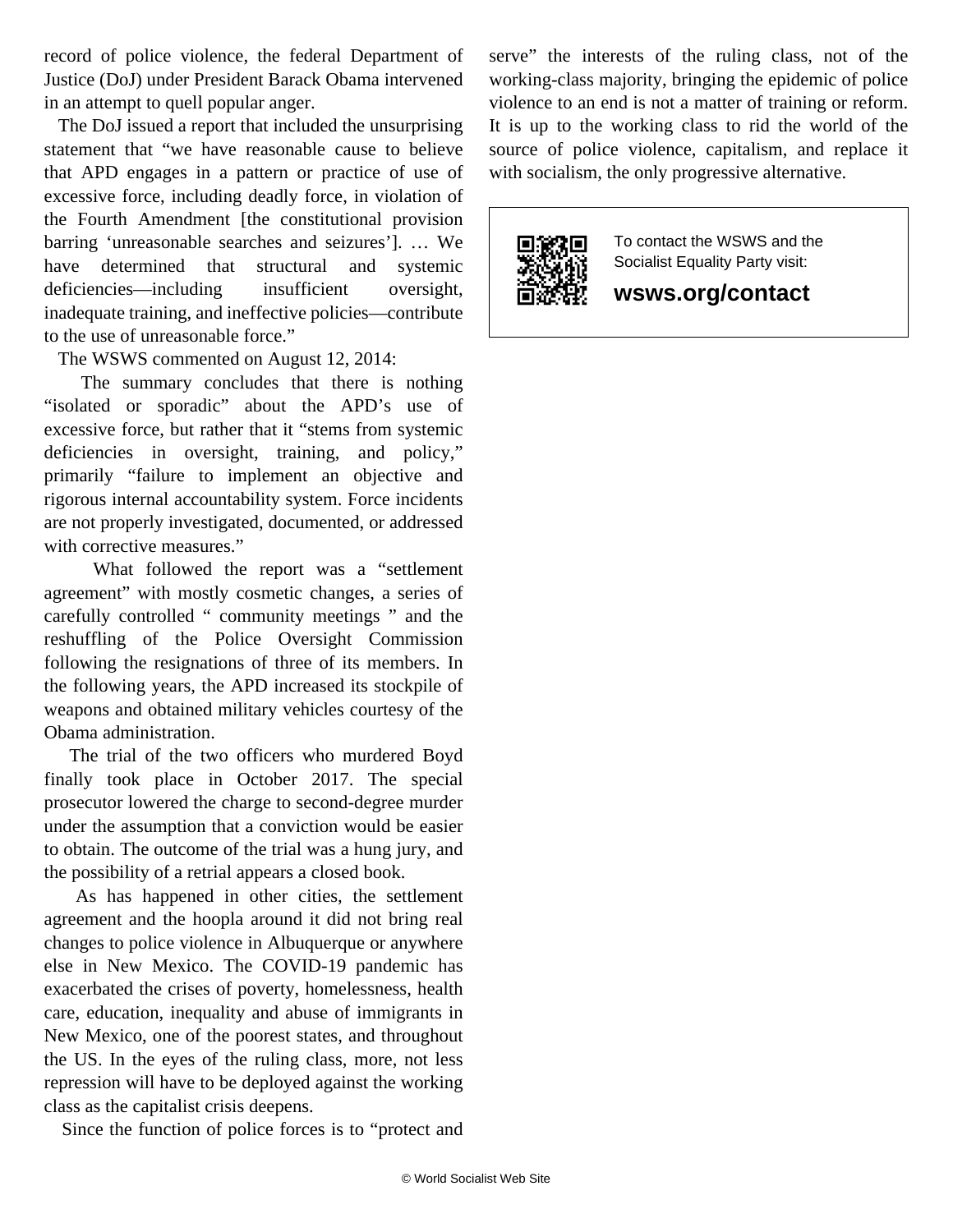record of police violence, the federal Department of Justice (DoJ) under President Barack Obama intervened in an attempt to quell popular anger.

The DoJ issued a report that included the unsurprising statement that "we have reasonable cause to believe that APD engages in a pattern or practice of use of excessive force, including deadly force, in violation of the Fourth Amendment [the constitutional provision barring 'unreasonable searches and seizures']. … We have determined that structural and systemic deficiencies—including insufficient oversight, inadequate training, and ineffective policies—contribute to the use of unreasonable force."

The WSWS commented on August 12, 2014:

> The summary concludes that there is nothing "isolated or sporadic" about the APD's use of excessive force, but rather that it "stems from systemic deficiencies in oversight, training, and policy," primarily "failure to implement an objective and rigorous internal accountability system. Force incidents are not properly investigated, documented, or addressed with corrective measures."
>
> What followed the report was a "settlement agreement" with mostly cosmetic changes, a series of carefully controlled " community meetings " and the reshuffling of the Police Oversight Commission following the resignations of three of its members. In the following years, the APD increased its stockpile of weapons and obtained military vehicles courtesy of the Obama administration.

The trial of the two officers who murdered Boyd finally took place in October 2017. The special prosecutor lowered the charge to second-degree murder under the assumption that a conviction would be easier to obtain. The outcome of the trial was a hung jury, and the possibility of a retrial appears a closed book.

As has happened in other cities, the settlement agreement and the hoopla around it did not bring real changes to police violence in Albuquerque or anywhere else in New Mexico. The COVID-19 pandemic has exacerbated the crises of poverty, homelessness, health care, education, inequality and abuse of immigrants in New Mexico, one of the poorest states, and throughout the US. In the eyes of the ruling class, more, not less repression will have to be deployed against the working class as the capitalist crisis deepens.

Since the function of police forces is to "protect and serve" the interests of the ruling class, not of the working-class majority, bringing the epidemic of police violence to an end is not a matter of training or reform. It is up to the working class to rid the world of the source of police violence, capitalism, and replace it with socialism, the only progressive alternative.

To contact the WSWS and the Socialist Equality Party visit:

**wsws.org/contact**